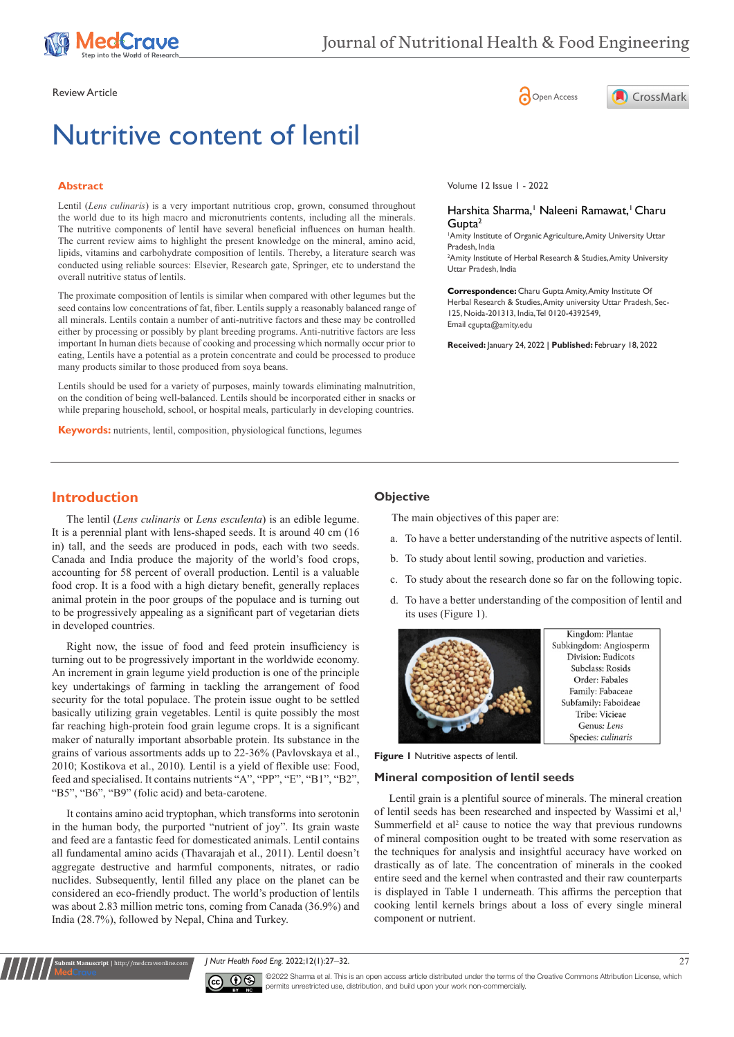Review Article

# Nutritive content of lentil

Volume 12 Issue 1 - 2022

Harshita Sharma,[1] Naleeni Ramawat,[1] Charu Gupta[2]

[1]Amity Institute of Organic Agriculture, Amity University Uttar Pradesh, India

[2]Amity Institute of Herbal Research & Studies, Amity University Uttar Pradesh, India

**Correspondence:** Charu Gupta Amity, Amity Institute Of Herbal Research & Studies, Amity university Uttar Pradesh, Sec-125, Noida-201313, India, Tel 0120-4392549, Email cgupta@amity.edu

**Received:** January 24, 2022 | **Published:** February 18, 2022

## Abstract

Lentil (*Lens culinaris*) is a very important nutritious crop, grown, consumed throughout the world due to its high macro and micronutrients contents, including all the minerals. The nutritive components of lentil have several beneficial influences on human health. The current review aims to highlight the present knowledge on the mineral, amino acid, lipids, vitamins and carbohydrate composition of lentils. Thereby, a literature search was conducted using reliable sources: Elsevier, Research gate, Springer, etc to understand the overall nutritive status of lentils.

The proximate composition of lentils is similar when compared with other legumes but the seed contains low concentrations of fat, fiber. Lentils supply a reasonably balanced range of all minerals. Lentils contain a number of anti-nutritive factors and these may be controlled either by processing or possibly by plant breeding programs. Anti-nutritive factors are less important In human diets because of cooking and processing which normally occur prior to eating, Lentils have a potential as a protein concentrate and could be processed to produce many products similar to those produced from soya beans.

Lentils should be used for a variety of purposes, mainly towards eliminating malnutrition, on the condition of being well-balanced. Lentils should be incorporated either in snacks or while preparing household, school, or hospital meals, particularly in developing countries.

**Keywords:** nutrients, lentil, composition, physiological functions, legumes

## Introduction

The lentil (*Lens culinaris* or *Lens esculenta*) is an edible legume. It is a perennial plant with lens-shaped seeds. It is around 40 cm (16 in) tall, and the seeds are produced in pods, each with two seeds. Canada and India produce the majority of the world's food crops, accounting for 58 percent of overall production. Lentil is a valuable food crop. It is a food with a high dietary benefit, generally replaces animal protein in the poor groups of the populace and is turning out to be progressively appealing as a significant part of vegetarian diets in developed countries.

Right now, the issue of food and feed protein insufficiency is turning out to be progressively important in the worldwide economy. An increment in grain legume yield production is one of the principle key undertakings of farming in tackling the arrangement of food security for the total populace. The protein issue ought to be settled basically utilizing grain vegetables. Lentil is quite possibly the most far reaching high-protein food grain legume crops. It is a significant maker of naturally important absorbable protein. Its substance in the grains of various assortments adds up to 22-36% (Pavlovskaya et al., 2010; Kostikova et al., 2010). Lentil is a yield of flexible use: Food, feed and specialised. It contains nutrients "A", "PP", "E", "B1", "B2", "B5", "B6", "B9" (folic acid) and beta-carotene.

It contains amino acid tryptophan, which transforms into serotonin in the human body, the purported "nutrient of joy". Its grain waste and feed are a fantastic feed for domesticated animals. Lentil contains all fundamental amino acids (Thavarajah et al., 2011). Lentil doesn't aggregate destructive and harmful components, nitrates, or radio nuclides. Subsequently, lentil filled any place on the planet can be considered an eco-friendly product. The world's production of lentils was about 2.83 million metric tons, coming from Canada (36.9%) and India (28.7%), followed by Nepal, China and Turkey.

## Objective

The main objectives of this paper are:

a. To have a better understanding of the nutritive aspects of lentil.
b. To study about lentil sowing, production and varieties.
c. To study about the research done so far on the following topic.
d. To have a better understanding of the composition of lentil and its uses (Figure 1).

| |
|---|
| Kingdom: Plantae |
| Subkingdom: Angiosperm |
| Division: Eudicots |
| Subclass: Rosids |
| Order: Fabales |
| Family: Fabaceae |
| Subfamily: Faboideae |
| Tribe: Vicieae |
| Genus: *Lens* |
| Species: *culinaris* |

**Figure 1** Nutritive aspects of lentil.

## Mineral composition of lentil seeds

Lentil grain is a plentiful source of minerals. The mineral creation of lentil seeds has been researched and inspected by Wassimi et al,[1] Summerfield et al[2] cause to notice the way that previous rundowns of mineral composition ought to be treated with some reservation as the techniques for analysis and insightful accuracy have worked on drastically as of late. The concentration of minerals in the cooked entire seed and the kernel when contrasted and their raw counterparts is displayed in Table 1 underneath. This affirms the perception that cooking lentil kernels brings about a loss of every single mineral component or nutrient.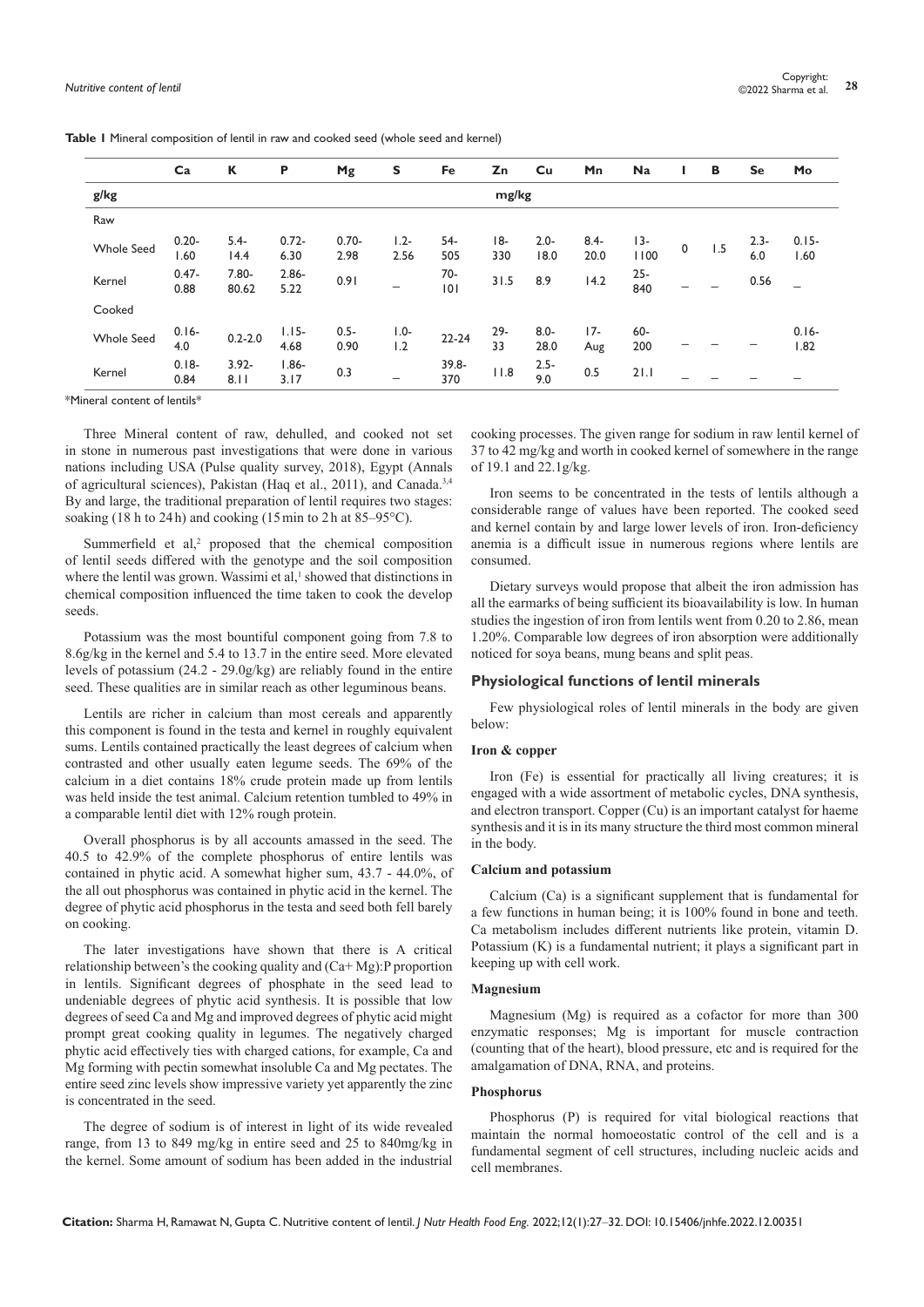**Table 1** Mineral composition of lentil in raw and cooked seed (whole seed and kernel)

| | Ca | K | P | Mg | S | Fe | Zn | Cu | Mn | Na | I | B | Se | Mo |
|---|---|---|---|---|---|---|---|---|---|---|---|---|---|---|
| g/kg | | | | | | mg/kg | | | | | | | | |
| Raw | | | | | | | | | | | | | | |
| Whole Seed | 0.20-1.60 | 5.4-14.4 | 0.72-6.30 | 0.70-2.98 | 1.2-2.56 | 54-505 | 18-330 | 2.0-18.0 | 8.4-20.0 | 13-1100 | 0 | 1.5 | 2.3-6.0 | 0.15-1.60 |
| Kernel | 0.47-0.88 | 7.80-80.62 | 2.86-5.22 | 0.91 | – | 70-101 | 31.5 | 8.9 | 14.2 | 25-840 | – | – | 0.56 | – |
| Cooked | | | | | | | | | | | | | | |
| Whole Seed | 0.16-4.0 | 0.2-2.0 | 1.15-4.68 | 0.5-0.90 | 1.0-1.2 | 22-24 | 29-33 | 8.0-28.0 | 17-Aug | 60-200 | – | – | – | 0.16-1.82 |
| Kernel | 0.18-0.84 | 3.92-8.11 | 1.86-3.17 | 0.3 | – | 39.8-370 | 11.8 | 2.5-9.0 | 0.5 | 21.1 | – | – | – | – |

*Mineral content of lentils*

Three Mineral content of raw, dehulled, and cooked not set in stone in numerous past investigations that were done in various nations including USA (Pulse quality survey, 2018), Egypt (Annals of agricultural sciences), Pakistan (Haq et al., 2011), and Canada.[3,4] By and large, the traditional preparation of lentil requires two stages: soaking (18 h to 24 h) and cooking (15 min to 2 h at 85–95°C).

Summerfield et al,[2] proposed that the chemical composition of lentil seeds differed with the genotype and the soil composition where the lentil was grown. Wassimi et al,[1] showed that distinctions in chemical composition influenced the time taken to cook the develop seeds.

Potassium was the most bountiful component going from 7.8 to 8.6g/kg in the kernel and 5.4 to 13.7 in the entire seed. More elevated levels of potassium (24.2 - 29.0g/kg) are reliably found in the entire seed. These qualities are in similar reach as other leguminous beans.

Lentils are richer in calcium than most cereals and apparently this component is found in the testa and kernel in roughly equivalent sums. Lentils contained practically the least degrees of calcium when contrasted and other usually eaten legume seeds. The 69% of the calcium in a diet contains 18% crude protein made up from lentils was held inside the test animal. Calcium retention tumbled to 49% in a comparable lentil diet with 12% rough protein.

Overall phosphorus is by all accounts amassed in the seed. The 40.5 to 42.9% of the complete phosphorus of entire lentils was contained in phytic acid. A somewhat higher sum, 43.7 - 44.0%, of the all out phosphorus was contained in phytic acid in the kernel. The degree of phytic acid phosphorus in the testa and seed both fell barely on cooking.

The later investigations have shown that there is A critical relationship between's the cooking quality and (Ca+ Mg):P proportion in lentils. Significant degrees of phosphate in the seed lead to undeniable degrees of phytic acid synthesis. It is possible that low degrees of seed Ca and Mg and improved degrees of phytic acid might prompt great cooking quality in legumes. The negatively charged phytic acid effectively ties with charged cations, for example, Ca and Mg forming with pectin somewhat insoluble Ca and Mg pectates. The entire seed zinc levels show impressive variety yet apparently the zinc is concentrated in the seed.

The degree of sodium is of interest in light of its wide revealed range, from 13 to 849 mg/kg in entire seed and 25 to 840mg/kg in the kernel. Some amount of sodium has been added in the industrial cooking processes. The given range for sodium in raw lentil kernel of 37 to 42 mg/kg and worth in cooked kernel of somewhere in the range of 19.1 and 22.1g/kg.

Iron seems to be concentrated in the tests of lentils although a considerable range of values have been reported. The cooked seed and kernel contain by and large lower levels of iron. Iron-deficiency anemia is a difficult issue in numerous regions where lentils are consumed.

Dietary surveys would propose that albeit the iron admission has all the earmarks of being sufficient its bioavailability is low. In human studies the ingestion of iron from lentils went from 0.20 to 2.86, mean 1.20%. Comparable low degrees of iron absorption were additionally noticed for soya beans, mung beans and split peas.

## Physiological functions of lentil minerals

Few physiological roles of lentil minerals in the body are given below:

### Iron & copper

Iron (Fe) is essential for practically all living creatures; it is engaged with a wide assortment of metabolic cycles, DNA synthesis, and electron transport. Copper (Cu) is an important catalyst for haeme synthesis and it is in its many structure the third most common mineral in the body.

### Calcium and potassium

Calcium (Ca) is a significant supplement that is fundamental for a few functions in human being; it is 100% found in bone and teeth. Ca metabolism includes different nutrients like protein, vitamin D. Potassium (K) is a fundamental nutrient; it plays a significant part in keeping up with cell work.

### Magnesium

Magnesium (Mg) is required as a cofactor for more than 300 enzymatic responses; Mg is important for muscle contraction (counting that of the heart), blood pressure, etc and is required for the amalgamation of DNA, RNA, and proteins.

### Phosphorus

Phosphorus (P) is required for vital biological reactions that maintain the normal homoeostatic control of the cell and is a fundamental segment of cell structures, including nucleic acids and cell membranes.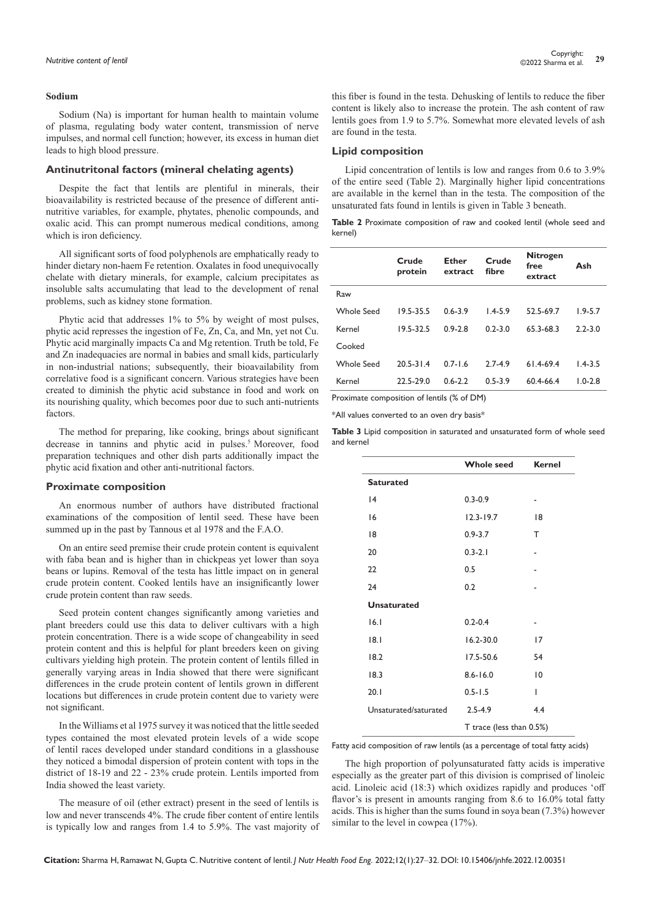### Sodium

Sodium (Na) is important for human health to maintain volume of plasma, regulating body water content, transmission of nerve impulses, and normal cell function; however, its excess in human diet leads to high blood pressure.

## Antinutritonal factors (mineral chelating agents)

Despite the fact that lentils are plentiful in minerals, their bioavailability is restricted because of the presence of different anti-nutritive variables, for example, phytates, phenolic compounds, and oxalic acid. This can prompt numerous medical conditions, among which is iron deficiency.

All significant sorts of food polyphenols are emphatically ready to hinder dietary non-haem Fe retention. Oxalates in food unequivocally chelate with dietary minerals, for example, calcium precipitates as insoluble salts accumulating that lead to the development of renal problems, such as kidney stone formation.

Phytic acid that addresses 1% to 5% by weight of most pulses, phytic acid represses the ingestion of Fe, Zn, Ca, and Mn, yet not Cu. Phytic acid marginally impacts Ca and Mg retention. Truth be told, Fe and Zn inadequacies are normal in babies and small kids, particularly in non-industrial nations; subsequently, their bioavailability from correlative food is a significant concern. Various strategies have been created to diminish the phytic acid substance in food and work on its nourishing quality, which becomes poor due to such anti-nutrients factors.

The method for preparing, like cooking, brings about significant decrease in tannins and phytic acid in pulses.[5] Moreover, food preparation techniques and other dish parts additionally impact the phytic acid fixation and other anti-nutritional factors.

## Proximate composition

An enormous number of authors have distributed fractional examinations of the composition of lentil seed. These have been summed up in the past by Tannous et al 1978 and the F.A.O.

On an entire seed premise their crude protein content is equivalent with faba bean and is higher than in chickpeas yet lower than soya beans or lupins. Removal of the testa has little impact on in general crude protein content. Cooked lentils have an insignificantly lower crude protein content than raw seeds.

Seed protein content changes significantly among varieties and plant breeders could use this data to deliver cultivars with a high protein concentration. There is a wide scope of changeability in seed protein content and this is helpful for plant breeders keen on giving cultivars yielding high protein. The protein content of lentils filled in generally varying areas in India showed that there were significant differences in the crude protein content of lentils grown in different locations but differences in crude protein content due to variety were not significant.

In the Williams et al 1975 survey it was noticed that the little seeded types contained the most elevated protein levels of a wide scope of lentil races developed under standard conditions in a glasshouse they noticed a bimodal dispersion of protein content with tops in the district of 18-19 and 22 - 23% crude protein. Lentils imported from India showed the least variety.

The measure of oil (ether extract) present in the seed of lentils is low and never transcends 4%. The crude fiber content of entire lentils is typically low and ranges from 1.4 to 5.9%. The vast majority of this fiber is found in the testa. Dehusking of lentils to reduce the fiber content is likely also to increase the protein. The ash content of raw lentils goes from 1.9 to 5.7%. Somewhat more elevated levels of ash are found in the testa.

## Lipid composition

Lipid concentration of lentils is low and ranges from 0.6 to 3.9% of the entire seed (Table 2). Marginally higher lipid concentrations are available in the kernel than in the testa. The composition of the unsaturated fats found in lentils is given in Table 3 beneath.

**Table 2** Proximate composition of raw and cooked lentil (whole seed and kernel)

| | Crude protein | Ether extract | Crude fibre | Nitrogen free extract | Ash |
|---|---|---|---|---|---|
| Raw | | | | | |
| Whole Seed | 19.5-35.5 | 0.6-3.9 | 1.4-5.9 | 52.5-69.7 | 1.9-5.7 |
| Kernel | 19.5-32.5 | 0.9-2.8 | 0.2-3.0 | 65.3-68.3 | 2.2-3.0 |
| Cooked | | | | | |
| Whole Seed | 20.5-31.4 | 0.7-1.6 | 2.7-4.9 | 61.4-69.4 | 1.4-3.5 |
| Kernel | 22.5-29.0 | 0.6-2.2 | 0.5-3.9 | 60.4-66.4 | 1.0-2.8 |

Proximate composition of lentils (% of DM)

*All values converted to an oven dry basis*

**Table 3** Lipid composition in saturated and unsaturated form of whole seed and kernel

| | Whole seed | Kernel |
|---|---|---|
| **Saturated** | | |
| 14 | 0.3-0.9 | - |
| 16 | 12.3-19.7 | 18 |
| 18 | 0.9-3.7 | T |
| 20 | 0.3-2.1 | - |
| 22 | 0.5 | - |
| 24 | 0.2 | - |
| **Unsaturated** | | |
| 16.1 | 0.2-0.4 | - |
| 18.1 | 16.2-30.0 | 17 |
| 18.2 | 17.5-50.6 | 54 |
| 18.3 | 8.6-16.0 | 10 |
| 20.1 | 0.5-1.5 | 1 |
| Unsaturated/saturated | 2.5-4.9 | 4.4 |
| | T trace (less than 0.5%) | |

Fatty acid composition of raw lentils (as a percentage of total fatty acids)

The high proportion of polyunsaturated fatty acids is imperative especially as the greater part of this division is comprised of linoleic acid. Linoleic acid (18:3) which oxidizes rapidly and produces 'off flavor's is present in amounts ranging from 8.6 to 16.0% total fatty acids. This is higher than the sums found in soya bean (7.3%) however similar to the level in cowpea (17%).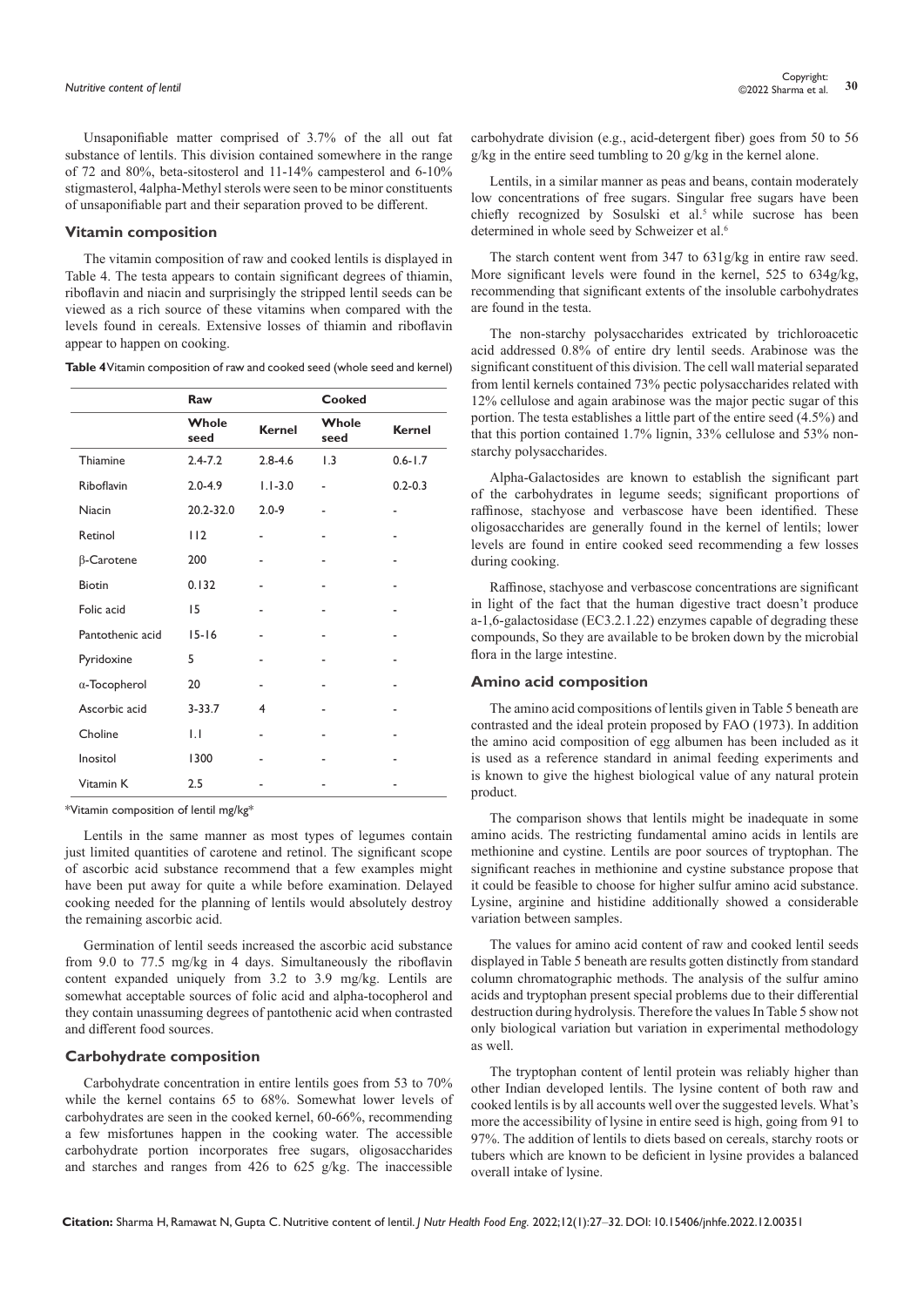Unsaponifiable matter comprised of 3.7% of the all out fat substance of lentils. This division contained somewhere in the range of 72 and 80%, beta-sitosterol and 11-14% campesterol and 6-10% stigmasterol, 4alpha-Methyl sterols were seen to be minor constituents of unsaponifiable part and their separation proved to be different.

### Vitamin composition

The vitamin composition of raw and cooked lentils is displayed in Table 4. The testa appears to contain significant degrees of thiamin, riboflavin and niacin and surprisingly the stripped lentil seeds can be viewed as a rich source of these vitamins when compared with the levels found in cereals. Extensive losses of thiamin and riboflavin appear to happen on cooking.

**Table 4** Vitamin composition of raw and cooked seed (whole seed and kernel)

| | Raw | | Cooked | |
|---|---|---|---|---|
| | **Whole seed** | **Kernel** | **Whole seed** | **Kernel** |
| Thiamine | 2.4-7.2 | 2.8-4.6 | 1.3 | 0.6-1.7 |
| Riboflavin | 2.0-4.9 | 1.1-3.0 | - | 0.2-0.3 |
| Niacin | 20.2-32.0 | 2.0-9 | - | - |
| Retinol | 112 | - | - | - |
| β-Carotene | 200 | - | - | - |
| Biotin | 0.132 | - | - | - |
| Folic acid | 15 | - | - | - |
| Pantothenic acid | 15-16 | - | - | - |
| Pyridoxine | 5 | - | - | - |
| α-Tocopherol | 20 | - | - | - |
| Ascorbic acid | 3-33.7 | 4 | - | - |
| Choline | 1.1 | - | - | - |
| Inositol | 1300 | - | - | - |
| Vitamin K | 2.5 | - | - | - |

*Vitamin composition of lentil mg/kg*

Lentils in the same manner as most types of legumes contain just limited quantities of carotene and retinol. The significant scope of ascorbic acid substance recommend that a few examples might have been put away for quite a while before examination. Delayed cooking needed for the planning of lentils would absolutely destroy the remaining ascorbic acid.

Germination of lentil seeds increased the ascorbic acid substance from 9.0 to 77.5 mg/kg in 4 days. Simultaneously the riboflavin content expanded uniquely from 3.2 to 3.9 mg/kg. Lentils are somewhat acceptable sources of folic acid and alpha-tocopherol and they contain unassuming degrees of pantothenic acid when contrasted and different food sources.

### Carbohydrate composition

Carbohydrate concentration in entire lentils goes from 53 to 70% while the kernel contains 65 to 68%. Somewhat lower levels of carbohydrates are seen in the cooked kernel, 60-66%, recommending a few misfortunes happen in the cooking water. The accessible carbohydrate portion incorporates free sugars, oligosaccharides and starches and ranges from 426 to 625 g/kg. The inaccessible carbohydrate division (e.g., acid-detergent fiber) goes from 50 to 56 g/kg in the entire seed tumbling to 20 g/kg in the kernel alone.

Lentils, in a similar manner as peas and beans, contain moderately low concentrations of free sugars. Singular free sugars have been chiefly recognized by Sosulski et al.[5] while sucrose has been determined in whole seed by Schweizer et al.[6]

The starch content went from 347 to 631g/kg in entire raw seed. More significant levels were found in the kernel, 525 to 634g/kg, recommending that significant extents of the insoluble carbohydrates are found in the testa.

The non-starchy polysaccharides extricated by trichloroacetic acid addressed 0.8% of entire dry lentil seeds. Arabinose was the significant constituent of this division. The cell wall material separated from lentil kernels contained 73% pectic polysaccharides related with 12% cellulose and again arabinose was the major pectic sugar of this portion. The testa establishes a little part of the entire seed (4.5%) and that this portion contained 1.7% lignin, 33% cellulose and 53% non-starchy polysaccharides.

Alpha-Galactosides are known to establish the significant part of the carbohydrates in legume seeds; significant proportions of raffinose, stachyose and verbascose have been identified. These oligosaccharides are generally found in the kernel of lentils; lower levels are found in entire cooked seed recommending a few losses during cooking.

Raffinose, stachyose and verbascose concentrations are significant in light of the fact that the human digestive tract doesn't produce a-1,6-galactosidase (EC3.2.1.22) enzymes capable of degrading these compounds, So they are available to be broken down by the microbial flora in the large intestine.

### Amino acid composition

The amino acid compositions of lentils given in Table 5 beneath are contrasted and the ideal protein proposed by FAO (1973). In addition the amino acid composition of egg albumen has been included as it is used as a reference standard in animal feeding experiments and is known to give the highest biological value of any natural protein product.

The comparison shows that lentils might be inadequate in some amino acids. The restricting fundamental amino acids in lentils are methionine and cystine. Lentils are poor sources of tryptophan. The significant reaches in methionine and cystine substance propose that it could be feasible to choose for higher sulfur amino acid substance. Lysine, arginine and histidine additionally showed a considerable variation between samples.

The values for amino acid content of raw and cooked lentil seeds displayed in Table 5 beneath are results gotten distinctly from standard column chromatographic methods. The analysis of the sulfur amino acids and tryptophan present special problems due to their differential destruction during hydrolysis. Therefore the values In Table 5 show not only biological variation but variation in experimental methodology as well.

The tryptophan content of lentil protein was reliably higher than other Indian developed lentils. The lysine content of both raw and cooked lentils is by all accounts well over the suggested levels. What's more the accessibility of lysine in entire seed is high, going from 91 to 97%. The addition of lentils to diets based on cereals, starchy roots or tubers which are known to be deficient in lysine provides a balanced overall intake of lysine.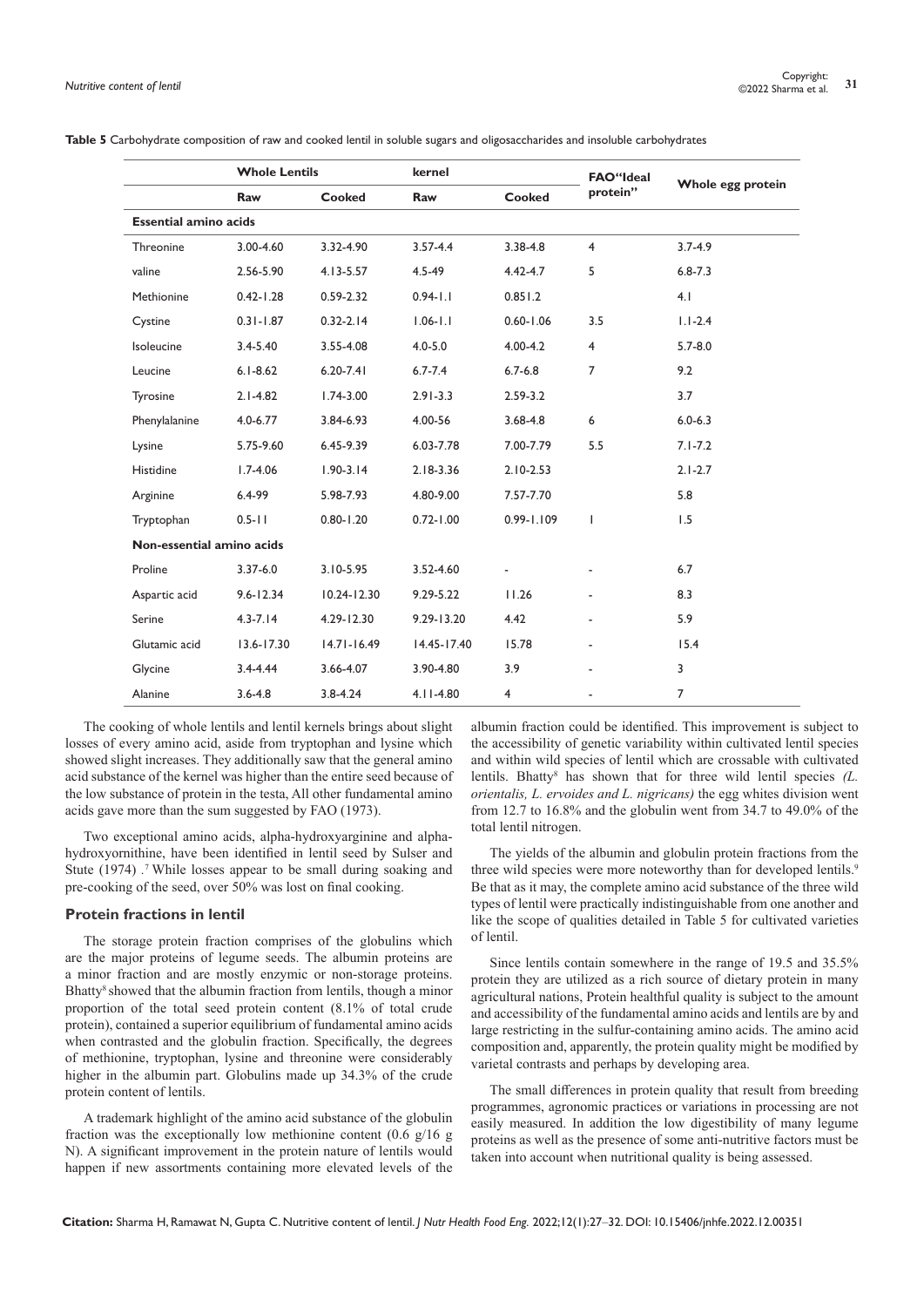**Table 5** Carbohydrate composition of raw and cooked lentil in soluble sugars and oligosaccharides and insoluble carbohydrates

| | Whole Lentils | | kernel | | FAO"Ideal protein" | Whole egg protein |
|---|---|---|---|---|---|---|
| | Raw | Cooked | Raw | Cooked | | |
| **Essential amino acids** | | | | | | |
| Threonine | 3.00-4.60 | 3.32-4.90 | 3.57-4.4 | 3.38-4.8 | 4 | 3.7-4.9 |
| valine | 2.56-5.90 | 4.13-5.57 | 4.5-49 | 4.42-4.7 | 5 | 6.8-7.3 |
| Methionine | 0.42-1.28 | 0.59-2.32 | 0.94-1.1 | 0.851.2 | | 4.1 |
| Cystine | 0.31-1.87 | 0.32-2.14 | 1.06-1.1 | 0.60-1.06 | 3.5 | 1.1-2.4 |
| Isoleucine | 3.4-5.40 | 3.55-4.08 | 4.0-5.0 | 4.00-4.2 | 4 | 5.7-8.0 |
| Leucine | 6.1-8.62 | 6.20-7.41 | 6.7-7.4 | 6.7-6.8 | 7 | 9.2 |
| Tyrosine | 2.1-4.82 | 1.74-3.00 | 2.91-3.3 | 2.59-3.2 | | 3.7 |
| Phenylalanine | 4.0-6.77 | 3.84-6.93 | 4.00-56 | 3.68-4.8 | 6 | 6.0-6.3 |
| Lysine | 5.75-9.60 | 6.45-9.39 | 6.03-7.78 | 7.00-7.79 | 5.5 | 7.1-7.2 |
| Histidine | 1.7-4.06 | 1.90-3.14 | 2.18-3.36 | 2.10-2.53 | | 2.1-2.7 |
| Arginine | 6.4-99 | 5.98-7.93 | 4.80-9.00 | 7.57-7.70 | | 5.8 |
| Tryptophan | 0.5-11 | 0.80-1.20 | 0.72-1.00 | 0.99-1.109 | 1 | 1.5 |
| **Non-essential amino acids** | | | | | | |
| Proline | 3.37-6.0 | 3.10-5.95 | 3.52-4.60 | - | - | 6.7 |
| Aspartic acid | 9.6-12.34 | 10.24-12.30 | 9.29-5.22 | 11.26 | - | 8.3 |
| Serine | 4.3-7.14 | 4.29-12.30 | 9.29-13.20 | 4.42 | - | 5.9 |
| Glutamic acid | 13.6-17.30 | 14.71-16.49 | 14.45-17.40 | 15.78 | - | 15.4 |
| Glycine | 3.4-4.44 | 3.66-4.07 | 3.90-4.80 | 3.9 | - | 3 |
| Alanine | 3.6-4.8 | 3.8-4.24 | 4.11-4.80 | 4 | - | 7 |

The cooking of whole lentils and lentil kernels brings about slight losses of every amino acid, aside from tryptophan and lysine which showed slight increases. They additionally saw that the general amino acid substance of the kernel was higher than the entire seed because of the low substance of protein in the testa, All other fundamental amino acids gave more than the sum suggested by FAO (1973).

Two exceptional amino acids, alpha-hydroxyarginine and alpha-hydroxyornithine, have been identified in lentil seed by Sulser and Stute (1974) .[7] While losses appear to be small during soaking and pre-cooking of the seed, over 50% was lost on final cooking.

## Protein fractions in lentil

The storage protein fraction comprises of the globulins which are the major proteins of legume seeds. The albumin proteins are a minor fraction and are mostly enzymic or non-storage proteins. Bhatty[8] showed that the albumin fraction from lentils, though a minor proportion of the total seed protein content (8.1% of total crude protein), contained a superior equilibrium of fundamental amino acids when contrasted and the globulin fraction. Specifically, the degrees of methionine, tryptophan, lysine and threonine were considerably higher in the albumin part. Globulins made up 34.3% of the crude protein content of lentils.

A trademark highlight of the amino acid substance of the globulin fraction was the exceptionally low methionine content (0.6 g/16 g N). A significant improvement in the protein nature of lentils would happen if new assortments containing more elevated levels of the albumin fraction could be identified. This improvement is subject to the accessibility of genetic variability within cultivated lentil species and within wild species of lentil which are crossable with cultivated lentils. Bhatty[8] has shown that for three wild lentil species *(L. orientalis, L. ervoides and L. nigricans)* the egg whites division went from 12.7 to 16.8% and the globulin went from 34.7 to 49.0% of the total lentil nitrogen.

The yields of the albumin and globulin protein fractions from the three wild species were more noteworthy than for developed lentils.[9] Be that as it may, the complete amino acid substance of the three wild types of lentil were practically indistinguishable from one another and like the scope of qualities detailed in Table 5 for cultivated varieties of lentil.

Since lentils contain somewhere in the range of 19.5 and 35.5% protein they are utilized as a rich source of dietary protein in many agricultural nations, Protein healthful quality is subject to the amount and accessibility of the fundamental amino acids and lentils are by and large restricting in the sulfur-containing amino acids. The amino acid composition and, apparently, the protein quality might be modified by varietal contrasts and perhaps by developing area.

The small differences in protein quality that result from breeding programmes, agronomic practices or variations in processing are not easily measured. In addition the low digestibility of many legume proteins as well as the presence of some anti-nutritive factors must be taken into account when nutritional quality is being assessed.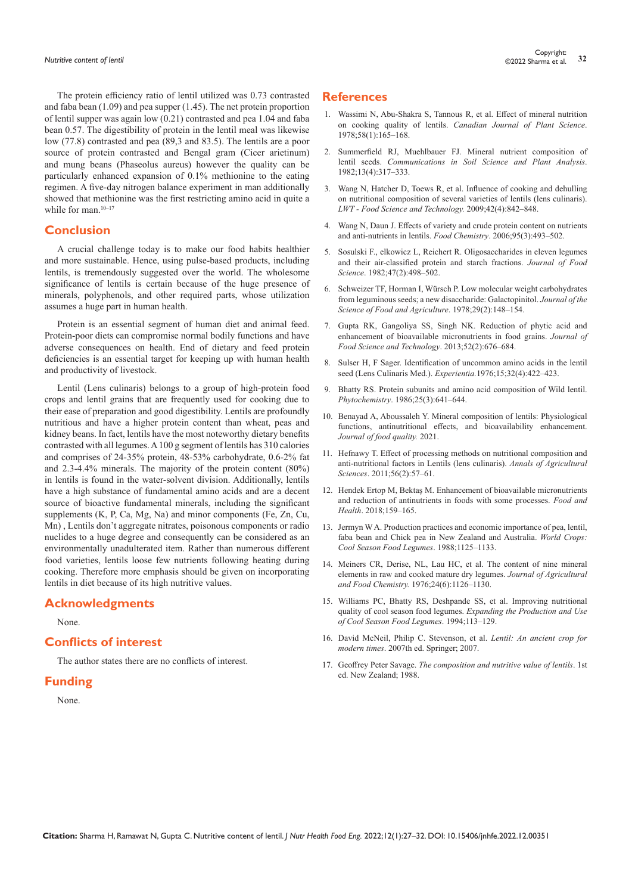The protein efficiency ratio of lentil utilized was 0.73 contrasted and faba bean (1.09) and pea supper (1.45). The net protein proportion of lentil supper was again low (0.21) contrasted and pea 1.04 and faba bean 0.57. The digestibility of protein in the lentil meal was likewise low (77.8) contrasted and pea (89,3 and 83.5). The lentils are a poor source of protein contrasted and Bengal gram (Cicer arietinum) and mung beans (Phaseolus aureus) however the quality can be particularly enhanced expansion of 0.1% methionine to the eating regimen. A five-day nitrogen balance experiment in man additionally showed that methionine was the first restricting amino acid in quite a while for man.[10–17]

## Conclusion

A crucial challenge today is to make our food habits healthier and more sustainable. Hence, using pulse-based products, including lentils, is tremendously suggested over the world. The wholesome significance of lentils is certain because of the huge presence of minerals, polyphenols, and other required parts, whose utilization assumes a huge part in human health.

Protein is an essential segment of human diet and animal feed. Protein-poor diets can compromise normal bodily functions and have adverse consequences on health. End of dietary and feed protein deficiencies is an essential target for keeping up with human health and productivity of livestock.

Lentil (Lens culinaris) belongs to a group of high-protein food crops and lentil grains that are frequently used for cooking due to their ease of preparation and good digestibility. Lentils are profoundly nutritious and have a higher protein content than wheat, peas and kidney beans. In fact, lentils have the most noteworthy dietary benefits contrasted with all legumes. A 100 g segment of lentils has 310 calories and comprises of 24-35% protein, 48-53% carbohydrate, 0.6-2% fat and 2.3-4.4% minerals. The majority of the protein content (80%) in lentils is found in the water-solvent division. Additionally, lentils have a high substance of fundamental amino acids and are a decent source of bioactive fundamental minerals, including the significant supplements (K, P, Ca, Mg, Na) and minor components (Fe, Zn, Cu, Mn) , Lentils don't aggregate nitrates, poisonous components or radio nuclides to a huge degree and consequently can be considered as an environmentally unadulterated item. Rather than numerous different food varieties, lentils loose few nutrients following heating during cooking. Therefore more emphasis should be given on incorporating lentils in diet because of its high nutritive values.

## Acknowledgments

None.

## Conflicts of interest

The author states there are no conflicts of interest.

## Funding

None.

## References

1. Wassimi N, Abu-Shakra S, Tannous R, et al. Effect of mineral nutrition on cooking quality of lentils. *Canadian Journal of Plant Science*. 1978;58(1):165–168.
2. Summerfield RJ, Muehlbauer FJ. Mineral nutrient composition of lentil seeds. *Communications in Soil Science and Plant Analysis*. 1982;13(4):317–333.
3. Wang N, Hatcher D, Toews R, et al. Influence of cooking and dehulling on nutritional composition of several varieties of lentils (lens culinaris). *LWT - Food Science and Technology.* 2009;42(4):842–848.
4. Wang N, Daun J. Effects of variety and crude protein content on nutrients and anti-nutrients in lentils. *Food Chemistry*. 2006;95(3):493–502.
5. Sosulski F., elkowicz L, Reichert R. Oligosaccharides in eleven legumes and their air-classified protein and starch fractions. *Journal of Food Science*. 1982;47(2):498–502.
6. Schweizer TF, Horman I, Würsch P. Low molecular weight carbohydrates from leguminous seeds; a new disaccharide: Galactopinitol. *Journal of the Science of Food and Agriculture*. 1978;29(2):148–154.
7. Gupta RK, Gangoliya SS, Singh NK. Reduction of phytic acid and enhancement of bioavailable micronutrients in food grains. *Journal of Food Science and Technology*. 2013;52(2):676–684.
8. Sulser H, F Sager. Identification of uncommon amino acids in the lentil seed (Lens Culinaris Med.). *Experientia.*1976;15;32(4):422–423.
9. Bhatty RS. Protein subunits and amino acid composition of Wild lentil. *Phytochemistry*. 1986;25(3):641–644.
10. Benayad A, Aboussaleh Y. Mineral composition of lentils: Physiological functions, antinutritional effects, and bioavailability enhancement. *Journal of food quality.* 2021.
11. Hefnawy T. Effect of processing methods on nutritional composition and anti-nutritional factors in Lentils (lens culinaris). *Annals of Agricultural Sciences*. 2011;56(2):57–61.
12. Hendek Ertop M, Bektaş M. Enhancement of bioavailable micronutrients and reduction of antinutrients in foods with some processes. *Food and Health*. 2018;159–165.
13. Jermyn W A. Production practices and economic importance of pea, lentil, faba bean and Chick pea in New Zealand and Australia. *World Crops: Cool Season Food Legumes*. 1988;1125–1133.
14. Meiners CR, Derise, NL, Lau HC, et al. The content of nine mineral elements in raw and cooked mature dry legumes. *Journal of Agricultural and Food Chemistry.* 1976;24(6):1126–1130.
15. Williams PC, Bhatty RS, Deshpande SS, et al. Improving nutritional quality of cool season food legumes. *Expanding the Production and Use of Cool Season Food Legumes*. 1994;113–129.
16. David McNeil, Philip C. Stevenson, et al. *Lentil: An ancient crop for modern times*. 2007th ed. Springer; 2007.
17. Geoffrey Peter Savage. *The composition and nutritive value of lentils*. 1st ed. New Zealand; 1988.